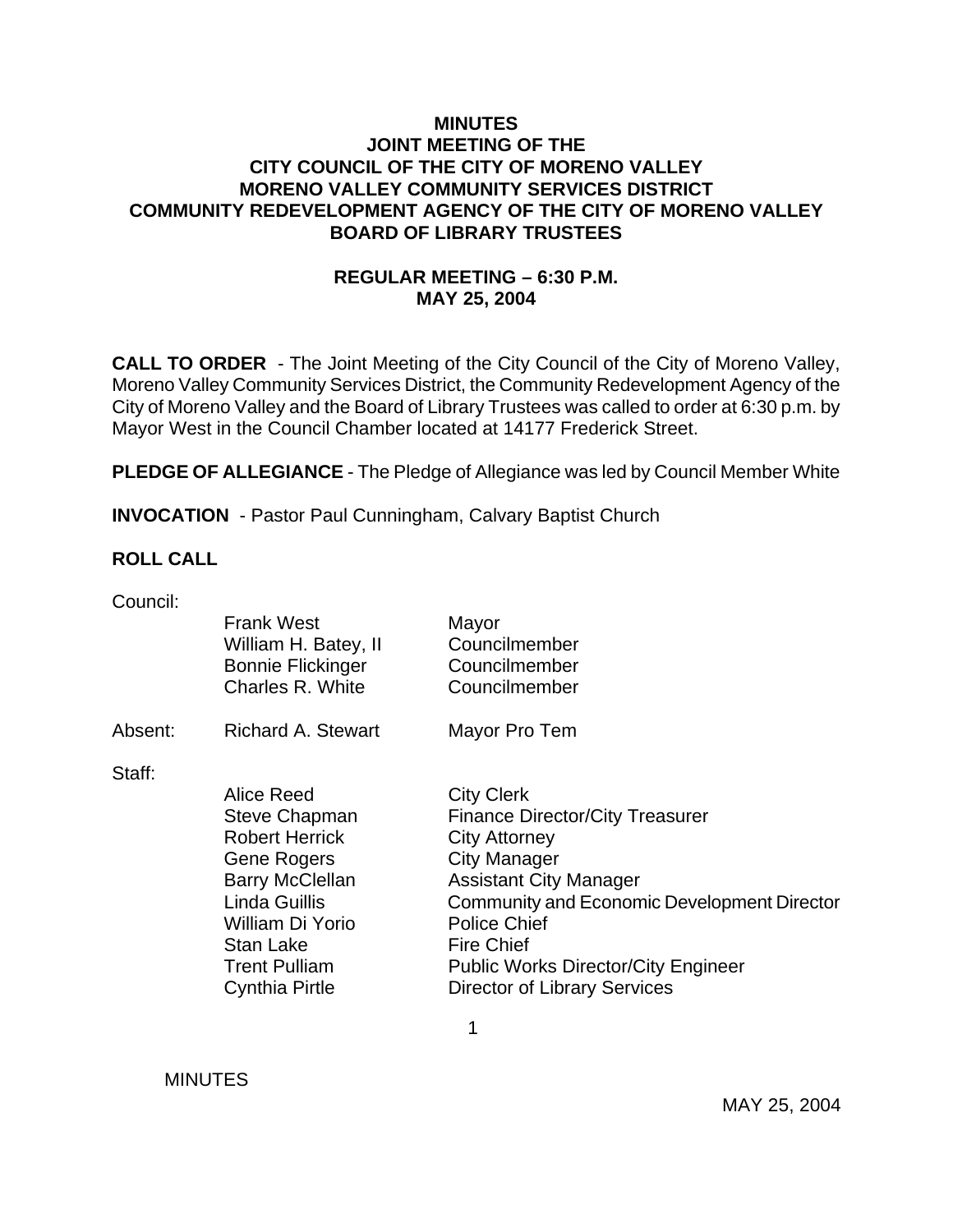# MINUTES
## JOINT MEETING OF THE
## CITY COUNCIL OF THE CITY OF MORENO VALLEY
## MORENO VALLEY COMMUNITY SERVICES DISTRICT
## COMMUNITY REDEVELOPMENT AGENCY OF THE CITY OF MORENO VALLEY
## BOARD OF LIBRARY TRUSTEES

### REGULAR MEETING – 6:30 P.M.
### MAY 25, 2004

**CALL TO ORDER** - The Joint Meeting of the City Council of the City of Moreno Valley, Moreno Valley Community Services District, the Community Redevelopment Agency of the City of Moreno Valley and the Board of Library Trustees was called to order at 6:30 p.m. by Mayor West in the Council Chamber located at 14177 Frederick Street.

**PLEDGE OF ALLEGIANCE** - The Pledge of Allegiance was led by Council Member White

**INVOCATION** - Pastor Paul Cunningham, Calvary Baptist Church

**ROLL CALL**

Council:

| | | |
|---|---|---|
| | Frank West | Mayor |
| | William H. Batey, II | Councilmember |
| | Bonnie Flickinger | Councilmember |
| | Charles R. White | Councilmember |
| Absent: | Richard A. Stewart | Mayor Pro Tem |

Staff:

| | |
|---|---|
| Alice Reed | City Clerk |
| Steve Chapman | Finance Director/City Treasurer |
| Robert Herrick | City Attorney |
| Gene Rogers | City Manager |
| Barry McClellan | Assistant City Manager |
| Linda Guillis | Community and Economic Development Director |
| William Di Yorio | Police Chief |
| Stan Lake | Fire Chief |
| Trent Pulliam | Public Works Director/City Engineer |
| Cynthia Pirtle | Director of Library Services |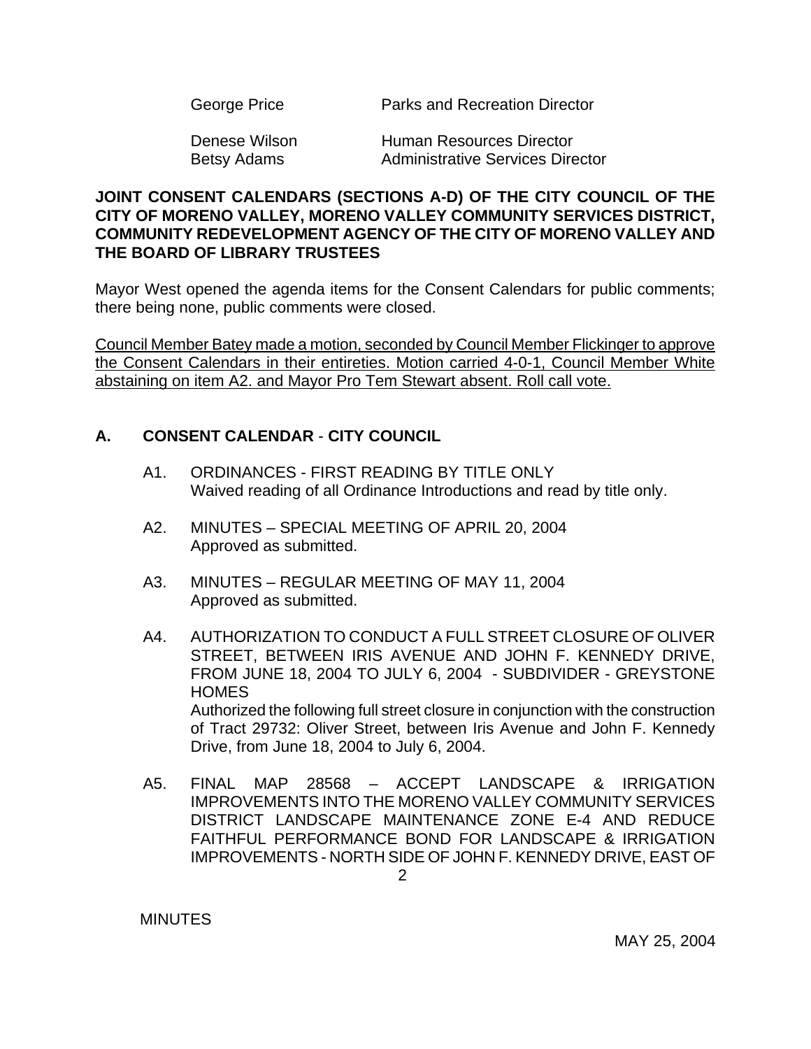| | |
|---|---|
| George Price | Parks and Recreation Director |
| Denese Wilson | Human Resources Director |
| Betsy Adams | Administrative Services Director |

**JOINT CONSENT CALENDARS (SECTIONS A-D) OF THE CITY COUNCIL OF THE CITY OF MORENO VALLEY, MORENO VALLEY COMMUNITY SERVICES DISTRICT, COMMUNITY REDEVELOPMENT AGENCY OF THE CITY OF MORENO VALLEY AND THE BOARD OF LIBRARY TRUSTEES**

Mayor West opened the agenda items for the Consent Calendars for public comments; there being none, public comments were closed.

Council Member Batey made a motion, seconded by Council Member Flickinger to approve the Consent Calendars in their entireties. Motion carried 4-0-1, Council Member White abstaining on item A2. and Mayor Pro Tem Stewart absent. Roll call vote.

## A. CONSENT CALENDAR - CITY COUNCIL

A1. ORDINANCES - FIRST READING BY TITLE ONLY
Waived reading of all Ordinance Introductions and read by title only.

A2. MINUTES – SPECIAL MEETING OF APRIL 20, 2004
Approved as submitted.

A3. MINUTES – REGULAR MEETING OF MAY 11, 2004
Approved as submitted.

A4. AUTHORIZATION TO CONDUCT A FULL STREET CLOSURE OF OLIVER STREET, BETWEEN IRIS AVENUE AND JOHN F. KENNEDY DRIVE, FROM JUNE 18, 2004 TO JULY 6, 2004 - SUBDIVIDER - GREYSTONE HOMES
Authorized the following full street closure in conjunction with the construction of Tract 29732: Oliver Street, between Iris Avenue and John F. Kennedy Drive, from June 18, 2004 to July 6, 2004.

A5. FINAL MAP 28568 – ACCEPT LANDSCAPE & IRRIGATION IMPROVEMENTS INTO THE MORENO VALLEY COMMUNITY SERVICES DISTRICT LANDSCAPE MAINTENANCE ZONE E-4 AND REDUCE FAITHFUL PERFORMANCE BOND FOR LANDSCAPE & IRRIGATION IMPROVEMENTS - NORTH SIDE OF JOHN F. KENNEDY DRIVE, EAST OF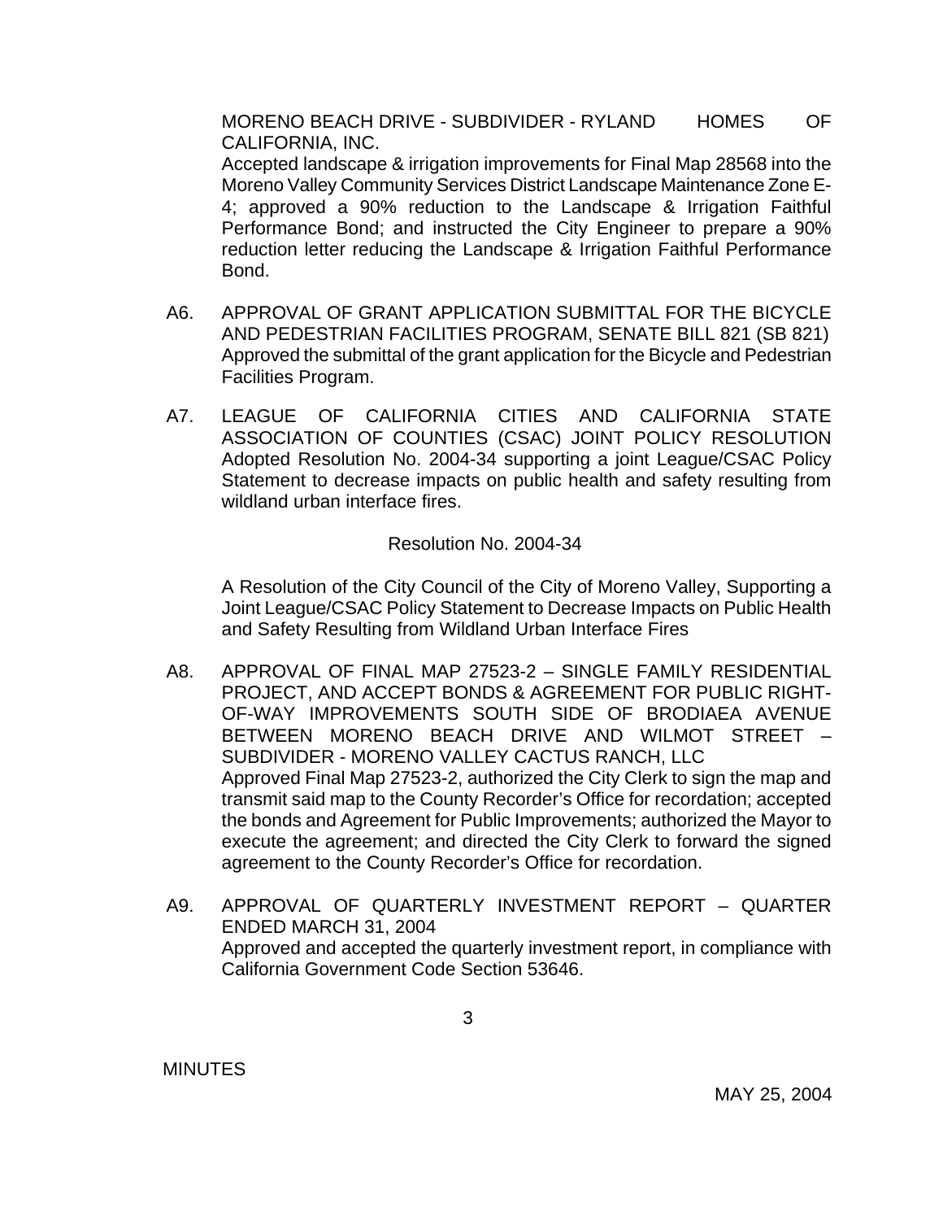MORENO BEACH DRIVE - SUBDIVIDER - RYLAND HOMES OF CALIFORNIA, INC.
Accepted landscape & irrigation improvements for Final Map 28568 into the Moreno Valley Community Services District Landscape Maintenance Zone E-4; approved a 90% reduction to the Landscape & Irrigation Faithful Performance Bond; and instructed the City Engineer to prepare a 90% reduction letter reducing the Landscape & Irrigation Faithful Performance Bond.

A6. APPROVAL OF GRANT APPLICATION SUBMITTAL FOR THE BICYCLE AND PEDESTRIAN FACILITIES PROGRAM, SENATE BILL 821 (SB 821)
Approved the submittal of the grant application for the Bicycle and Pedestrian Facilities Program.

A7. LEAGUE OF CALIFORNIA CITIES AND CALIFORNIA STATE ASSOCIATION OF COUNTIES (CSAC) JOINT POLICY RESOLUTION
Adopted Resolution No. 2004-34 supporting a joint League/CSAC Policy Statement to decrease impacts on public health and safety resulting from wildland urban interface fires.

Resolution No. 2004-34

A Resolution of the City Council of the City of Moreno Valley, Supporting a Joint League/CSAC Policy Statement to Decrease Impacts on Public Health and Safety Resulting from Wildland Urban Interface Fires

A8. APPROVAL OF FINAL MAP 27523-2 – SINGLE FAMILY RESIDENTIAL PROJECT, AND ACCEPT BONDS & AGREEMENT FOR PUBLIC RIGHT-OF-WAY IMPROVEMENTS SOUTH SIDE OF BRODIAEA AVENUE BETWEEN MORENO BEACH DRIVE AND WILMOT STREET – SUBDIVIDER - MORENO VALLEY CACTUS RANCH, LLC
Approved Final Map 27523-2, authorized the City Clerk to sign the map and transmit said map to the County Recorder's Office for recordation; accepted the bonds and Agreement for Public Improvements; authorized the Mayor to execute the agreement; and directed the City Clerk to forward the signed agreement to the County Recorder's Office for recordation.

A9. APPROVAL OF QUARTERLY INVESTMENT REPORT – QUARTER ENDED MARCH 31, 2004
Approved and accepted the quarterly investment report, in compliance with California Government Code Section 53646.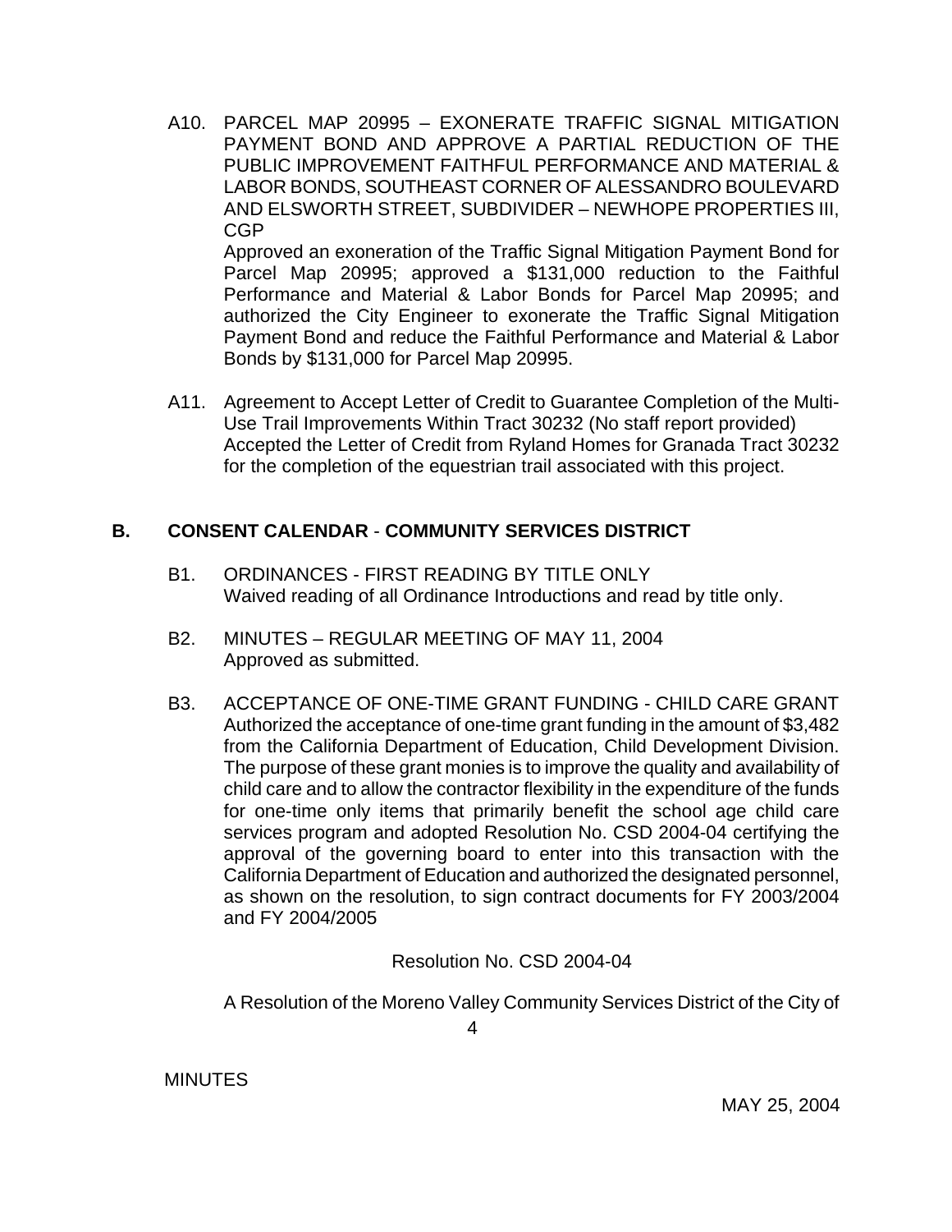A10. PARCEL MAP 20995 – EXONERATE TRAFFIC SIGNAL MITIGATION PAYMENT BOND AND APPROVE A PARTIAL REDUCTION OF THE PUBLIC IMPROVEMENT FAITHFUL PERFORMANCE AND MATERIAL & LABOR BONDS, SOUTHEAST CORNER OF ALESSANDRO BOULEVARD AND ELSWORTH STREET, SUBDIVIDER – NEWHOPE PROPERTIES III, CGP

Approved an exoneration of the Traffic Signal Mitigation Payment Bond for Parcel Map 20995; approved a $131,000 reduction to the Faithful Performance and Material & Labor Bonds for Parcel Map 20995; and authorized the City Engineer to exonerate the Traffic Signal Mitigation Payment Bond and reduce the Faithful Performance and Material & Labor Bonds by $131,000 for Parcel Map 20995.

A11. Agreement to Accept Letter of Credit to Guarantee Completion of the Multi-Use Trail Improvements Within Tract 30232 (No staff report provided)
Accepted the Letter of Credit from Ryland Homes for Granada Tract 30232 for the completion of the equestrian trail associated with this project.

## B. CONSENT CALENDAR - COMMUNITY SERVICES DISTRICT

B1. ORDINANCES - FIRST READING BY TITLE ONLY
Waived reading of all Ordinance Introductions and read by title only.

B2. MINUTES – REGULAR MEETING OF MAY 11, 2004
Approved as submitted.

B3. ACCEPTANCE OF ONE-TIME GRANT FUNDING - CHILD CARE GRANT
Authorized the acceptance of one-time grant funding in the amount of $3,482 from the California Department of Education, Child Development Division. The purpose of these grant monies is to improve the quality and availability of child care and to allow the contractor flexibility in the expenditure of the funds for one-time only items that primarily benefit the school age child care services program and adopted Resolution No. CSD 2004-04 certifying the approval of the governing board to enter into this transaction with the California Department of Education and authorized the designated personnel, as shown on the resolution, to sign contract documents for FY 2003/2004 and FY 2004/2005

Resolution No. CSD 2004-04

A Resolution of the Moreno Valley Community Services District of the City of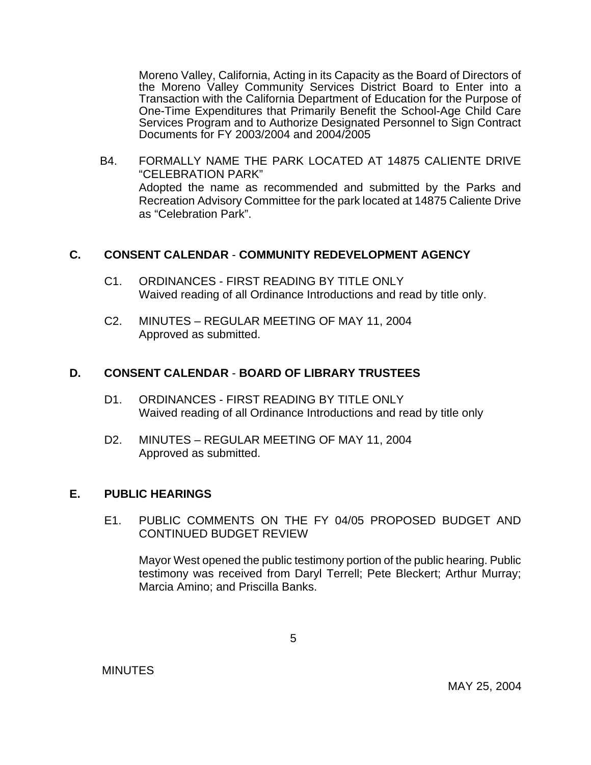Moreno Valley, California, Acting in its Capacity as the Board of Directors of the Moreno Valley Community Services District Board to Enter into a Transaction with the California Department of Education for the Purpose of One-Time Expenditures that Primarily Benefit the School-Age Child Care Services Program and to Authorize Designated Personnel to Sign Contract Documents for FY 2003/2004 and 2004/2005

B4. FORMALLY NAME THE PARK LOCATED AT 14875 CALIENTE DRIVE "CELEBRATION PARK"
Adopted the name as recommended and submitted by the Parks and Recreation Advisory Committee for the park located at 14875 Caliente Drive as "Celebration Park".

## C. CONSENT CALENDAR - COMMUNITY REDEVELOPMENT AGENCY

C1. ORDINANCES - FIRST READING BY TITLE ONLY
Waived reading of all Ordinance Introductions and read by title only.

C2. MINUTES – REGULAR MEETING OF MAY 11, 2004
Approved as submitted.

## D. CONSENT CALENDAR - BOARD OF LIBRARY TRUSTEES

D1. ORDINANCES - FIRST READING BY TITLE ONLY
Waived reading of all Ordinance Introductions and read by title only

D2. MINUTES – REGULAR MEETING OF MAY 11, 2004
Approved as submitted.

## E. PUBLIC HEARINGS

E1. PUBLIC COMMENTS ON THE FY 04/05 PROPOSED BUDGET AND CONTINUED BUDGET REVIEW

Mayor West opened the public testimony portion of the public hearing. Public testimony was received from Daryl Terrell; Pete Bleckert; Arthur Murray; Marcia Amino; and Priscilla Banks.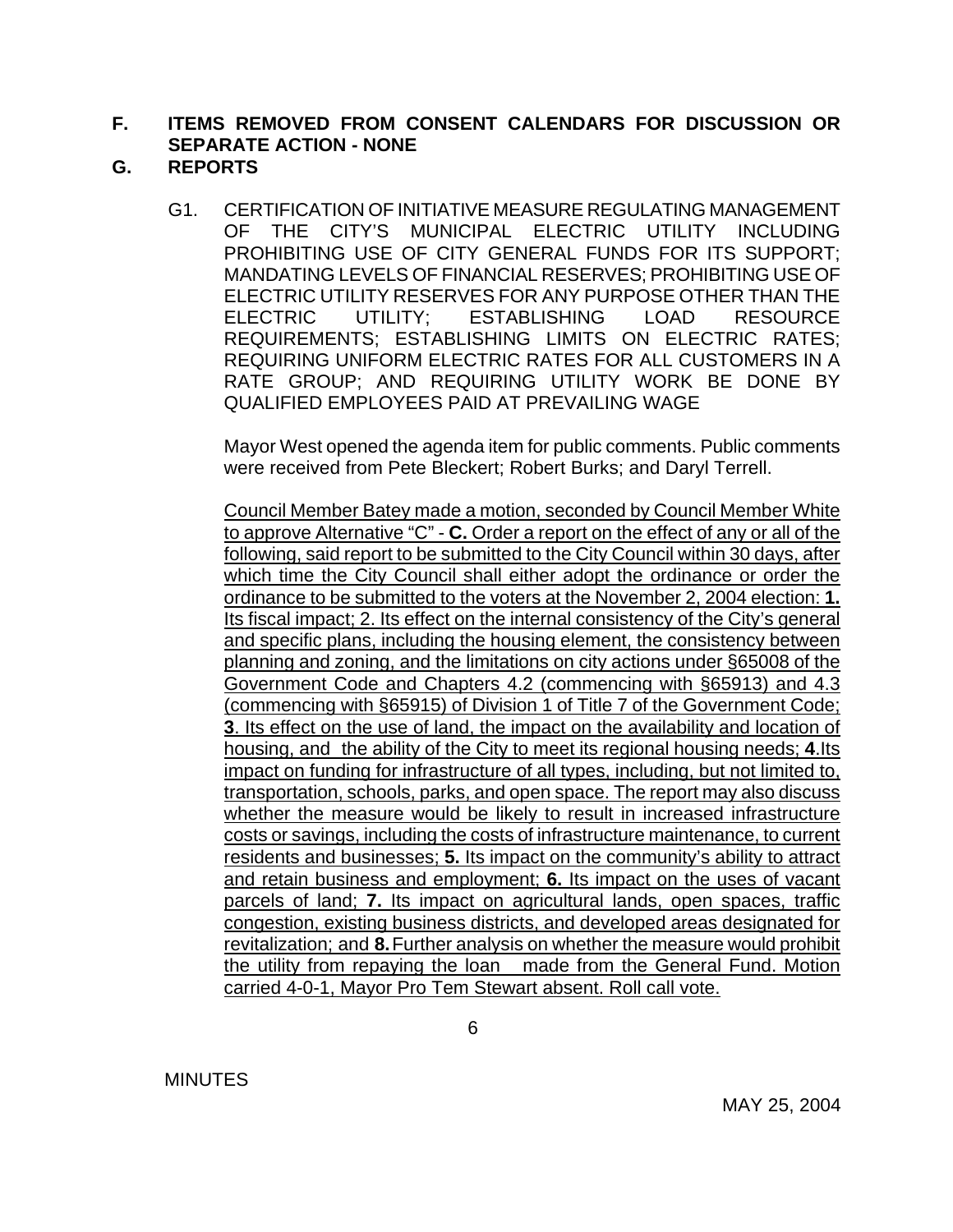**F. ITEMS REMOVED FROM CONSENT CALENDARS FOR DISCUSSION OR SEPARATE ACTION - NONE**

**G. REPORTS**

G1. CERTIFICATION OF INITIATIVE MEASURE REGULATING MANAGEMENT OF THE CITY'S MUNICIPAL ELECTRIC UTILITY INCLUDING PROHIBITING USE OF CITY GENERAL FUNDS FOR ITS SUPPORT; MANDATING LEVELS OF FINANCIAL RESERVES; PROHIBITING USE OF ELECTRIC UTILITY RESERVES FOR ANY PURPOSE OTHER THAN THE ELECTRIC UTILITY; ESTABLISHING LOAD RESOURCE REQUIREMENTS; ESTABLISHING LIMITS ON ELECTRIC RATES; REQUIRING UNIFORM ELECTRIC RATES FOR ALL CUSTOMERS IN A RATE GROUP; AND REQUIRING UTILITY WORK BE DONE BY QUALIFIED EMPLOYEES PAID AT PREVAILING WAGE

Mayor West opened the agenda item for public comments. Public comments were received from Pete Bleckert; Robert Burks; and Daryl Terrell.

Council Member Batey made a motion, seconded by Council Member White to approve Alternative "C" - **C.** Order a report on the effect of any or all of the following, said report to be submitted to the City Council within 30 days, after which time the City Council shall either adopt the ordinance or order the ordinance to be submitted to the voters at the November 2, 2004 election: **1.** Its fiscal impact; 2. Its effect on the internal consistency of the City's general and specific plans, including the housing element, the consistency between planning and zoning, and the limitations on city actions under §65008 of the Government Code and Chapters 4.2 (commencing with §65913) and 4.3 (commencing with §65915) of Division 1 of Title 7 of the Government Code; **3**. Its effect on the use of land, the impact on the availability and location of housing, and the ability of the City to meet its regional housing needs; **4**.Its impact on funding for infrastructure of all types, including, but not limited to, transportation, schools, parks, and open space. The report may also discuss whether the measure would be likely to result in increased infrastructure costs or savings, including the costs of infrastructure maintenance, to current residents and businesses; **5.** Its impact on the community's ability to attract and retain business and employment; **6.** Its impact on the uses of vacant parcels of land; **7.** Its impact on agricultural lands, open spaces, traffic congestion, existing business districts, and developed areas designated for revitalization; and **8.** Further analysis on whether the measure would prohibit the utility from repaying the loan made from the General Fund. Motion carried 4-0-1, Mayor Pro Tem Stewart absent. Roll call vote.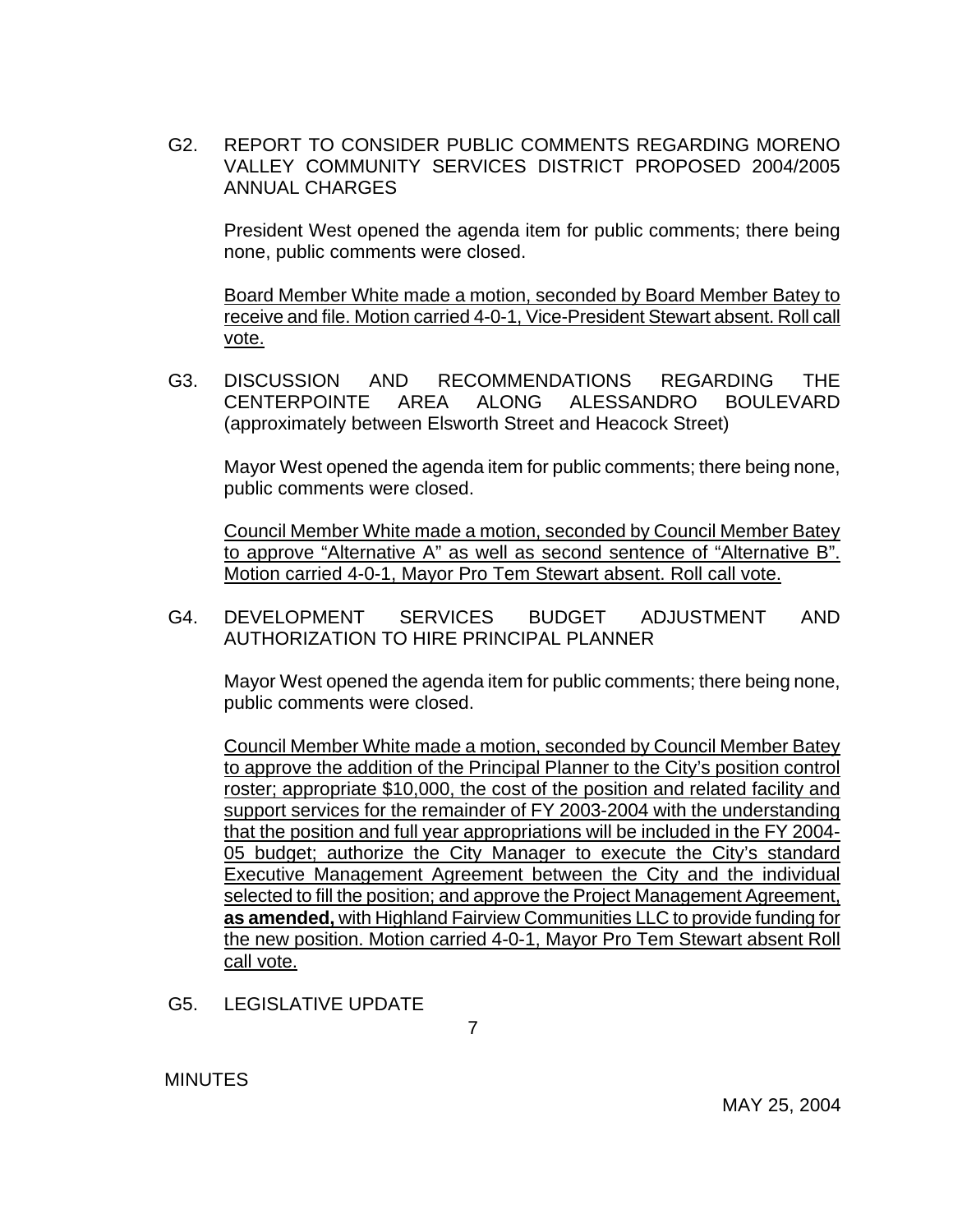G2. REPORT TO CONSIDER PUBLIC COMMENTS REGARDING MORENO VALLEY COMMUNITY SERVICES DISTRICT PROPOSED 2004/2005 ANNUAL CHARGES

President West opened the agenda item for public comments; there being none, public comments were closed.

Board Member White made a motion, seconded by Board Member Batey to receive and file. Motion carried 4-0-1, Vice-President Stewart absent. Roll call vote.

G3. DISCUSSION AND RECOMMENDATIONS REGARDING THE CENTERPOINTE AREA ALONG ALESSANDRO BOULEVARD (approximately between Elsworth Street and Heacock Street)

Mayor West opened the agenda item for public comments; there being none, public comments were closed.

Council Member White made a motion, seconded by Council Member Batey to approve "Alternative A" as well as second sentence of "Alternative B". Motion carried 4-0-1, Mayor Pro Tem Stewart absent. Roll call vote.

G4. DEVELOPMENT SERVICES BUDGET ADJUSTMENT AND AUTHORIZATION TO HIRE PRINCIPAL PLANNER

Mayor West opened the agenda item for public comments; there being none, public comments were closed.

Council Member White made a motion, seconded by Council Member Batey to approve the addition of the Principal Planner to the City's position control roster; appropriate $10,000, the cost of the position and related facility and support services for the remainder of FY 2003-2004 with the understanding that the position and full year appropriations will be included in the FY 2004-05 budget; authorize the City Manager to execute the City's standard Executive Management Agreement between the City and the individual selected to fill the position; and approve the Project Management Agreement, **as amended,** with Highland Fairview Communities LLC to provide funding for the new position. Motion carried 4-0-1, Mayor Pro Tem Stewart absent Roll call vote.

G5. LEGISLATIVE UPDATE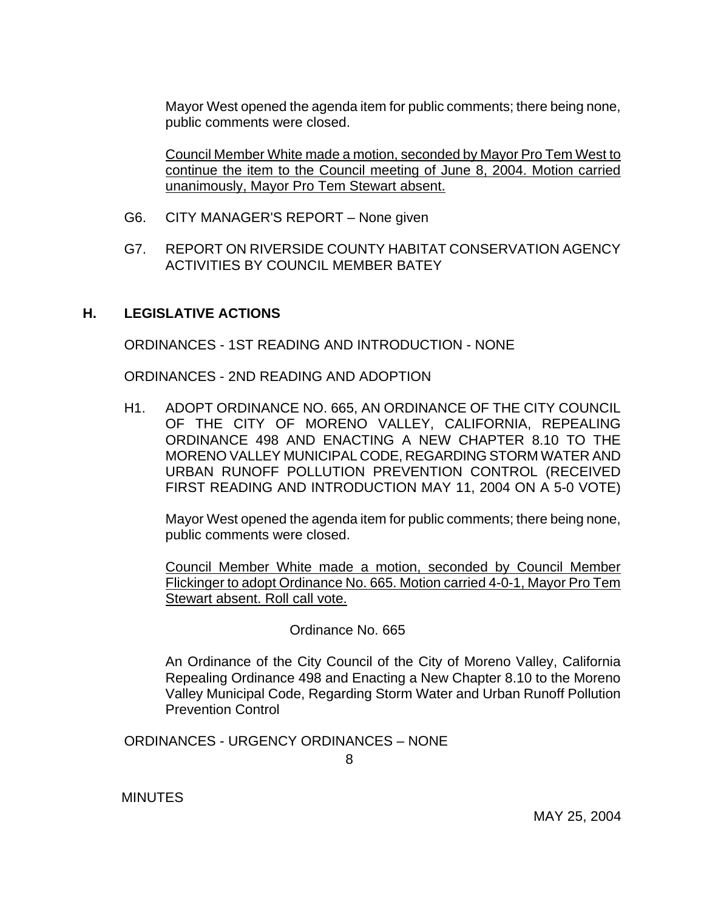Mayor West opened the agenda item for public comments; there being none, public comments were closed.

Council Member White made a motion, seconded by Mayor Pro Tem West to continue the item to the Council meeting of June 8, 2004. Motion carried unanimously, Mayor Pro Tem Stewart absent.

G6. CITY MANAGER'S REPORT – None given

G7. REPORT ON RIVERSIDE COUNTY HABITAT CONSERVATION AGENCY ACTIVITIES BY COUNCIL MEMBER BATEY

## H. LEGISLATIVE ACTIONS

ORDINANCES - 1ST READING AND INTRODUCTION - NONE

ORDINANCES - 2ND READING AND ADOPTION

H1. ADOPT ORDINANCE NO. 665, AN ORDINANCE OF THE CITY COUNCIL OF THE CITY OF MORENO VALLEY, CALIFORNIA, REPEALING ORDINANCE 498 AND ENACTING A NEW CHAPTER 8.10 TO THE MORENO VALLEY MUNICIPAL CODE, REGARDING STORM WATER AND URBAN RUNOFF POLLUTION PREVENTION CONTROL (RECEIVED FIRST READING AND INTRODUCTION MAY 11, 2004 ON A 5-0 VOTE)

Mayor West opened the agenda item for public comments; there being none, public comments were closed.

Council Member White made a motion, seconded by Council Member Flickinger to adopt Ordinance No. 665. Motion carried 4-0-1, Mayor Pro Tem Stewart absent. Roll call vote.

Ordinance No. 665

An Ordinance of the City Council of the City of Moreno Valley, California Repealing Ordinance 498 and Enacting a New Chapter 8.10 to the Moreno Valley Municipal Code, Regarding Storm Water and Urban Runoff Pollution Prevention Control

ORDINANCES - URGENCY ORDINANCES – NONE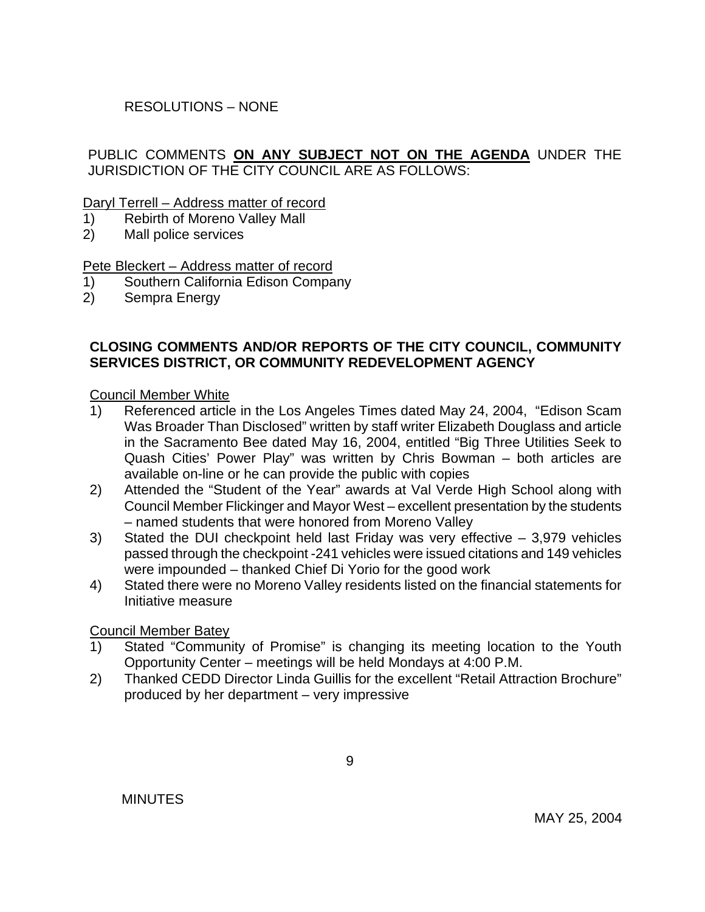RESOLUTIONS – NONE

PUBLIC COMMENTS **ON ANY SUBJECT NOT ON THE AGENDA** UNDER THE JURISDICTION OF THE CITY COUNCIL ARE AS FOLLOWS:

Daryl Terrell – Address matter of record

1) Rebirth of Moreno Valley Mall
2) Mall police services

Pete Bleckert – Address matter of record

1) Southern California Edison Company
2) Sempra Energy

**CLOSING COMMENTS AND/OR REPORTS OF THE CITY COUNCIL, COMMUNITY SERVICES DISTRICT, OR COMMUNITY REDEVELOPMENT AGENCY**

Council Member White

1) Referenced article in the Los Angeles Times dated May 24, 2004, "Edison Scam Was Broader Than Disclosed" written by staff writer Elizabeth Douglass and article in the Sacramento Bee dated May 16, 2004, entitled "Big Three Utilities Seek to Quash Cities' Power Play" was written by Chris Bowman – both articles are available on-line or he can provide the public with copies
2) Attended the "Student of the Year" awards at Val Verde High School along with Council Member Flickinger and Mayor West – excellent presentation by the students – named students that were honored from Moreno Valley
3) Stated the DUI checkpoint held last Friday was very effective – 3,979 vehicles passed through the checkpoint -241 vehicles were issued citations and 149 vehicles were impounded – thanked Chief Di Yorio for the good work
4) Stated there were no Moreno Valley residents listed on the financial statements for Initiative measure

Council Member Batey

1) Stated "Community of Promise" is changing its meeting location to the Youth Opportunity Center – meetings will be held Mondays at 4:00 P.M.
2) Thanked CEDD Director Linda Guillis for the excellent "Retail Attraction Brochure" produced by her department – very impressive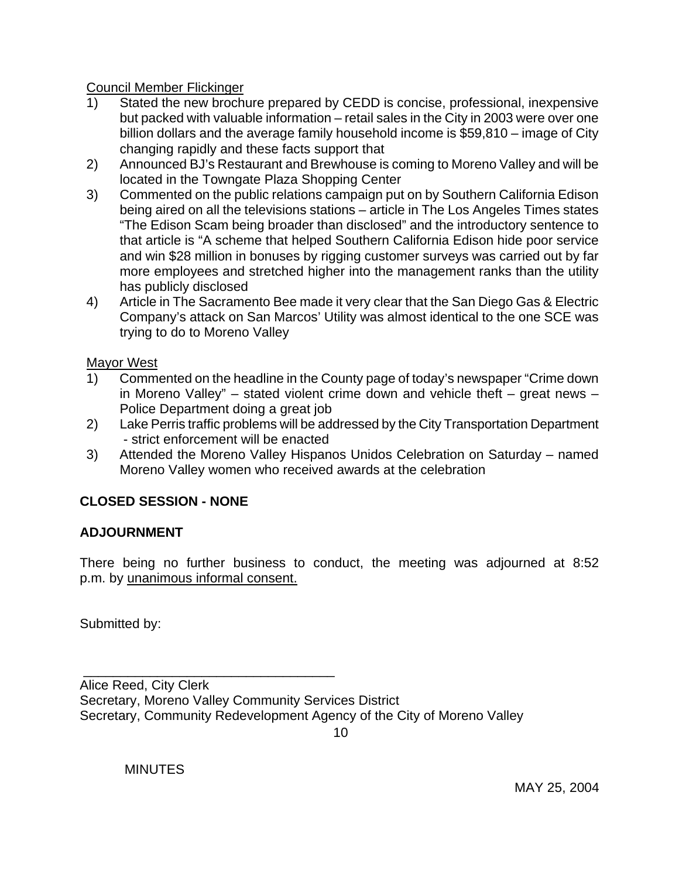Council Member Flickinger

1) Stated the new brochure prepared by CEDD is concise, professional, inexpensive but packed with valuable information – retail sales in the City in 2003 were over one billion dollars and the average family household income is $59,810 – image of City changing rapidly and these facts support that
2) Announced BJ's Restaurant and Brewhouse is coming to Moreno Valley and will be located in the Towngate Plaza Shopping Center
3) Commented on the public relations campaign put on by Southern California Edison being aired on all the televisions stations – article in The Los Angeles Times states "The Edison Scam being broader than disclosed" and the introductory sentence to that article is "A scheme that helped Southern California Edison hide poor service and win $28 million in bonuses by rigging customer surveys was carried out by far more employees and stretched higher into the management ranks than the utility has publicly disclosed
4) Article in The Sacramento Bee made it very clear that the San Diego Gas & Electric Company's attack on San Marcos' Utility was almost identical to the one SCE was trying to do to Moreno Valley

Mayor West

1) Commented on the headline in the County page of today's newspaper "Crime down in Moreno Valley" – stated violent crime down and vehicle theft – great news – Police Department doing a great job
2) Lake Perris traffic problems will be addressed by the City Transportation Department - strict enforcement will be enacted
3) Attended the Moreno Valley Hispanos Unidos Celebration on Saturday – named Moreno Valley women who received awards at the celebration

**CLOSED SESSION - NONE**

**ADJOURNMENT**

There being no further business to conduct, the meeting was adjourned at 8:52 p.m. by unanimous informal consent.

Submitted by:

\_\_\_\_\_\_\_\_\_\_\_\_\_\_\_\_\_\_\_\_\_\_\_\_\_\_\_\_\_\_\_\_\_\_\_\_

Alice Reed, City Clerk
Secretary, Moreno Valley Community Services District
Secretary, Community Redevelopment Agency of the City of Moreno Valley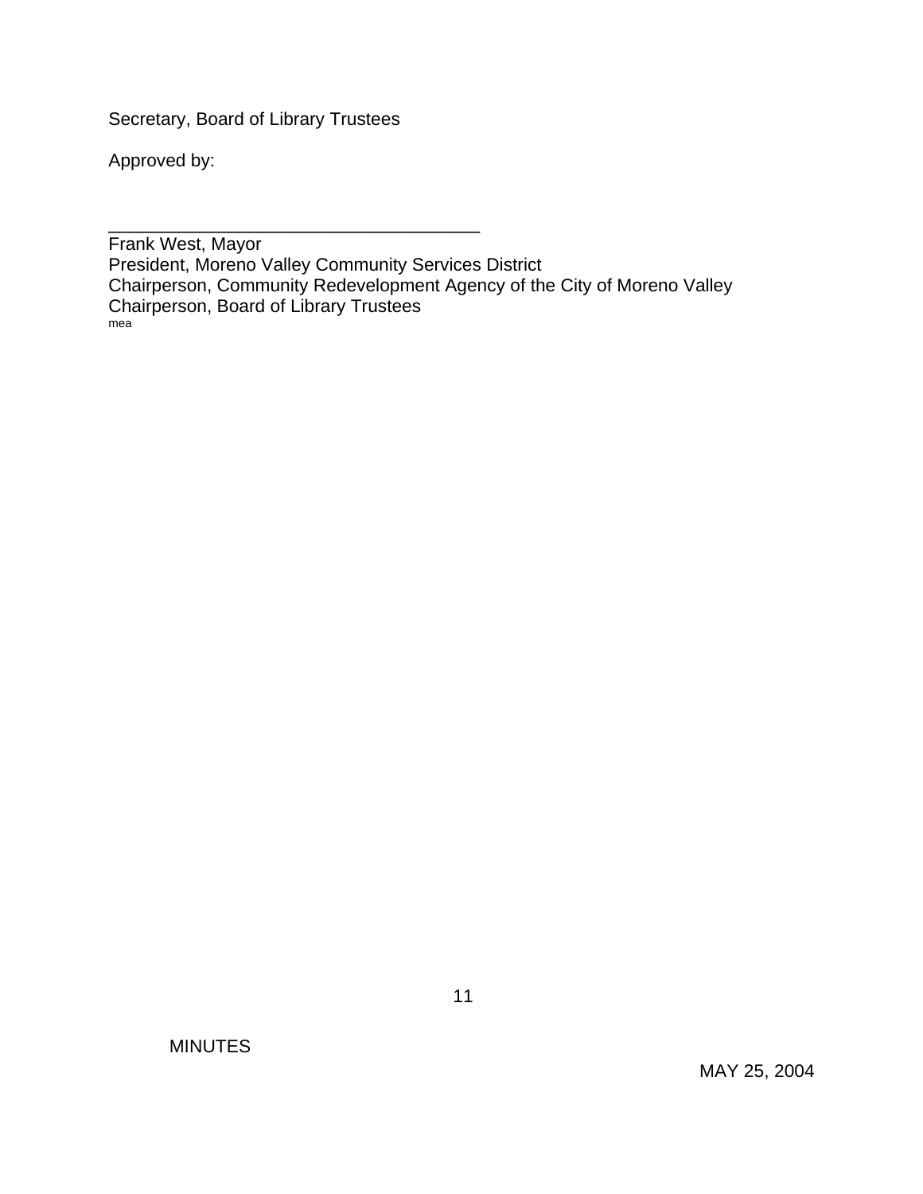Secretary, Board of Library Trustees

Approved by:

\_\_\_\_\_\_\_\_\_\_\_\_\_\_\_\_\_\_\_\_\_\_\_\_\_\_\_\_\_\_\_\_\_\_\_\_\_\_

Frank West, Mayor
President, Moreno Valley Community Services District
Chairperson, Community Redevelopment Agency of the City of Moreno Valley
Chairperson, Board of Library Trustees
mea